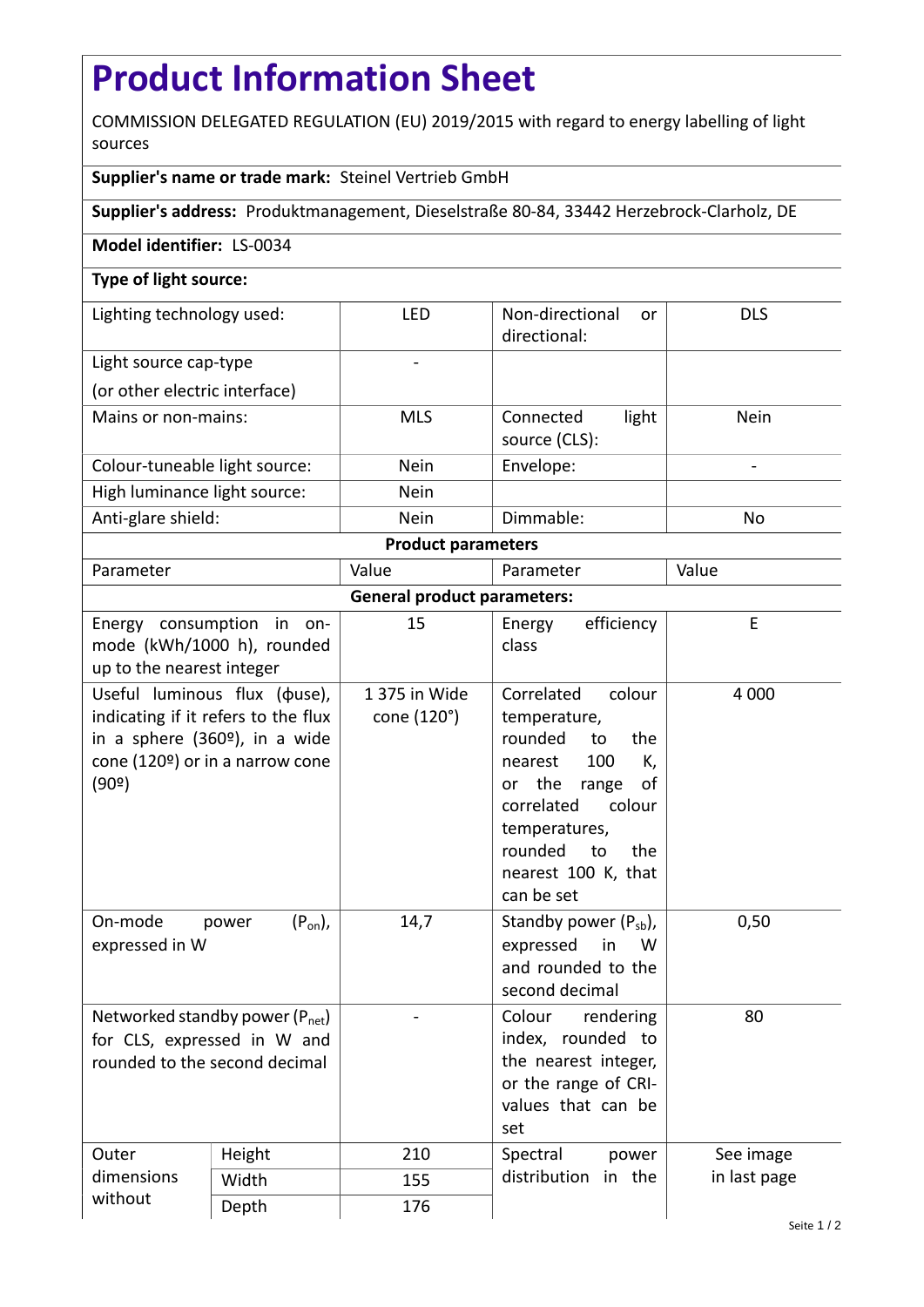# Product Information Sheet

COMMISSION DELEGATED REGULATION (EU) 2019/2015 with regard to energy labelling of light sources

**Supplier's name or trade mark:** Steinel Vertrieb GmbH

**Supplier's address:** Produktmanagement, Dieselstraße 80-84, 33442 Herzebrock-Clarholz, DE

**Model identifier:** LS-0034

**Type of light source:**

| | | | | |
|---|---|---|---|---|
| Lighting technology used: | | LED | Non-directional or directional: | DLS |
| Light source cap-type (or other electric interface) | | - | | |
| Mains or non-mains: | | MLS | Connected light source (CLS): | Nein |
| Colour-tuneable light source: | | Nein | Envelope: | - |
| High luminance light source: | | Nein | | |
| Anti-glare shield: | | Nein | Dimmable: | No |
| **Product parameters** | | | | |
| Parameter | | Value | Parameter | Value |
| **General product parameters:** | | | | |
| Energy consumption in on-mode (kWh/1000 h), rounded up to the nearest integer | | 15 | Energy efficiency class | E |
| Useful luminous flux (ϕuse), indicating if it refers to the flux in a sphere (360º), in a wide cone (120º) or in a narrow cone (90º) | | 1 375 in Wide cone (120°) | Correlated colour temperature, rounded to the nearest 100 K, or the range of correlated colour temperatures, rounded to the nearest 100 K, that can be set | 4 000 |
| On-mode power ($P_{on}$), expressed in W | | 14,7 | Standby power ($P_{sb}$), expressed in W and rounded to the second decimal | 0,50 |
| Networked standby power ($P_{net}$) for CLS, expressed in W and rounded to the second decimal | | - | Colour rendering index, rounded to the nearest integer, or the range of CRI-values that can be set | 80 |
| Outer dimensions without | Height | 210 | Spectral power distribution in the | See image in last page |
| | Width | 155 | | |
| | Depth | 176 | | |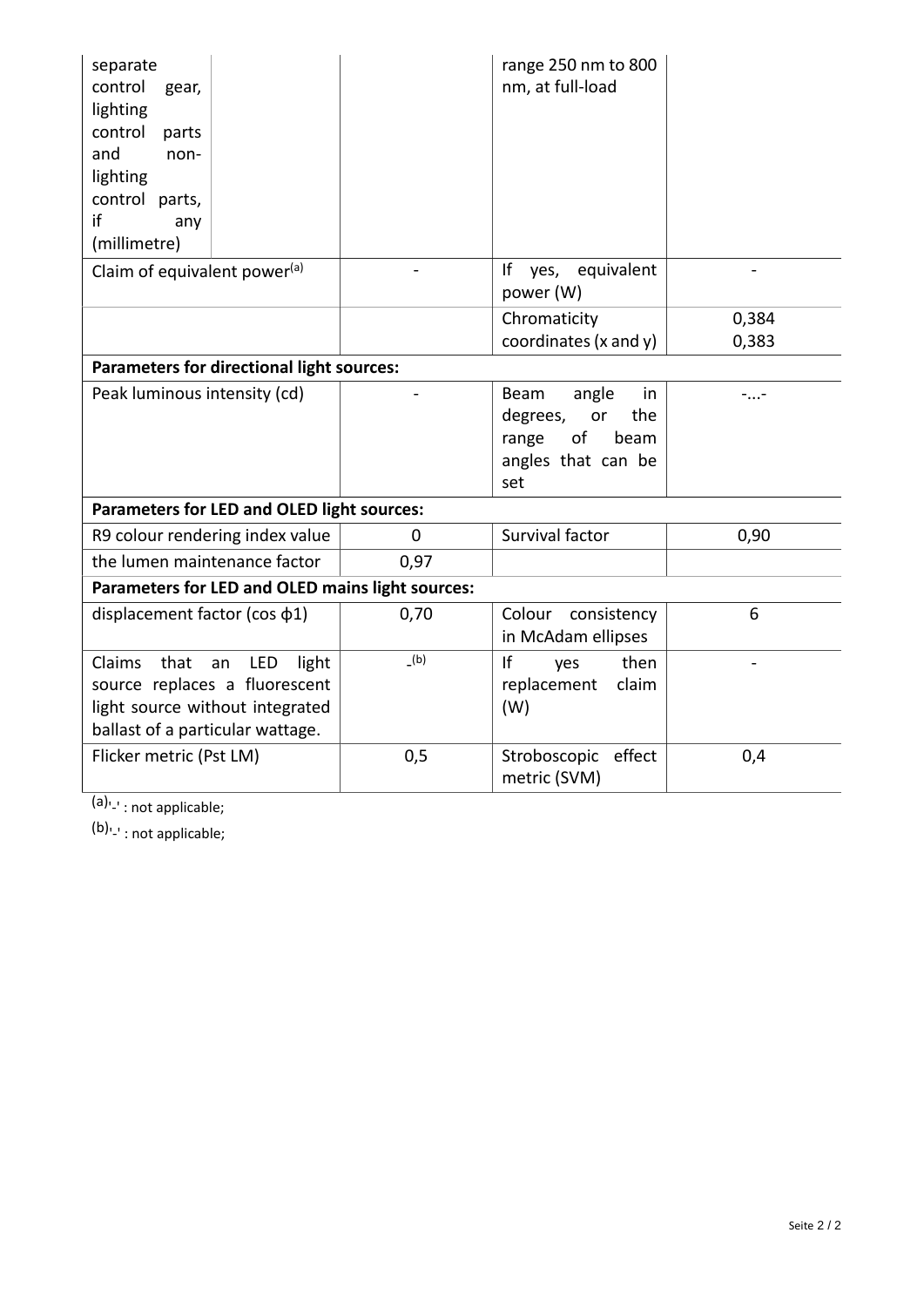| | | | |
|---|---|---|---|
| separate control gear, lighting control parts and non-lighting control parts, if any (millimetre) | | range 250 nm to 800 nm, at full-load | |
| Claim of equivalent power[(a)] | - | If yes, equivalent power (W) | - |
| | | Chromaticity coordinates (x and y) | 0,384 0,383 |
| **Parameters for directional light sources:** | | | |
| Peak luminous intensity (cd) | - | Beam angle in degrees, or the range of beam angles that can be set | -...- |
| **Parameters for LED and OLED light sources:** | | | |
| R9 colour rendering index value | 0 | Survival factor | 0,90 |
| the lumen maintenance factor | 0,97 | | |
| **Parameters for LED and OLED mains light sources:** | | | |
| displacement factor (cos ϕ1) | 0,70 | Colour consistency in McAdam ellipses | 6 |
| Claims that an LED light source replaces a fluorescent light source without integrated ballast of a particular wattage. | -[(b)] | If yes then replacement claim (W) | - |
| Flicker metric (Pst LM) | 0,5 | Stroboscopic effect metric (SVM) | 0,4 |

(a)'-' : not applicable;

(b)'-' : not applicable;